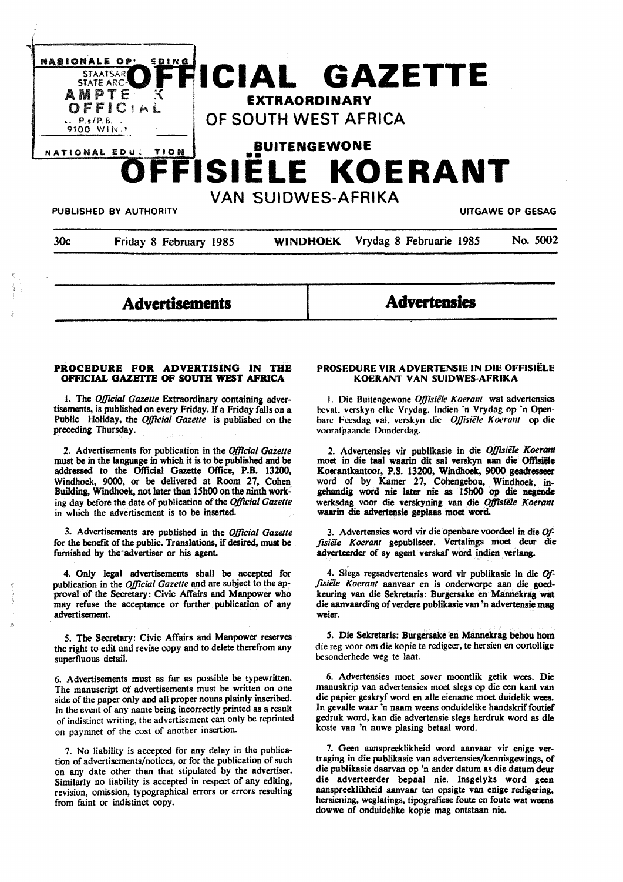# OFFICIAL GAZETTE

## EXTRAORDINARY

## OF SOUTH WEST AFRICA

## BUITENGEWONE

# OFFISIËLE KOERANT

## VAN SUIDWES-AFRIKA

PUBLISHED BY AUTHORITY — UITGAWE OP GESAG

30c — Friday 8 February 1985 — WINDHOEK — Vrydag 8 Februarie 1985 — No. 5002

## Advertisements

## Advertensies

### PROCEDURE FOR ADVERTISING IN THE OFFICIAL GAZETTE OF SOUTH WEST AFRICA

1. The *Official Gazette* Extraordinary containing advertisements, is published on every Friday. If a Friday falls on a Public Holiday, the *Official Gazette* is published on the preceding Thursday.

2. Advertisements for publication in the *Official Gazette* must be in the language in which it is to be published and be addressed to the Official Gazette Office, P.B. 13200, Windhoek, 9000, or be delivered at Room 27, Cohen Building, Windhoek, not later than 15h00 on the ninth working day before the date of publication of the *Official Gazette* in which the advertisement is to be inserted.

3. Advertisements are published in the *Official Gazette* for the benefit of the public. Translations, if desired, must be furnished by the advertiser or his agent.

4. Only legal advertisements shall be accepted for publication in the *Official Gazette* and are subject to the approval of the Secretary: Civic Affairs and Manpower who may refuse the acceptance or further publication of any advertisement.

5. The Secretary: Civic Affairs and Manpower reserves the right to edit and revise copy and to delete therefrom any superfluous detail.

6. Advertisements must as far as possible be typewritten. The manuscript of advertisements must be written on one side of the paper only and all proper nouns plainly inscribed. In the event of any name being incorrectly printed as a result of indistinct writing, the advertisement can only be reprinted on paymnet of the cost of another insertion.

7. No liability is accepted for any delay in the publication of advertisements/notices, or for the publication of such on any date other than that stipulated by the advertiser. Similarly no liability is accepted in respect of any editing, revision, omission, typographical errors or errors resulting from faint or indistinct copy.

### PROSEDURE VIR ADVERTENSIE IN DIE OFFISIËLE KOERANT VAN SUIDWES-AFRIKA

1. Die Buitengewone *Offisiële Koerant* wat advertensies bevat, verskyn elke Vrydag. Indien 'n Vrydag op 'n Openbare Feesdag val, verskyn die *Offisiële Koerant* op die voorafgaande Donderdag.

2. Advertensies vir publikasie in die *Offisiële Koerant* moet in die taal waarin dit sal verskyn aan die Offisiële Koerantkantoor, P.S. 13200, Windhoek, 9000 geadresseer word of by Kamer 27, Cohengebou, Windhoek, ingehandig word nie later nie as 15h00 op die negende werksdag voor die verskyning van die *Offisiële Koerant* waarin die advertensie geplaas moet word.

3. Advertensies word vir die openbare voordeel in die *Offisiële Koerant* gepubliseer. Vertalings moet deur die adverteerder of sy agent verskaf word indien verlang.

4. Slegs regsadvertensies word vir publikasie in die *Offisiële Koerant* aanvaar en is onderworpe aan die goedkeuring van die Sekretaris: Burgersake en Mannekrag wat die aanvaarding of verdere publikasie van 'n advertensie mag weier.

5. Die Sekretaris: Burgersake en Mannekrag behou hom die reg voor om die kopie te redigeer, te hersien en oortollige besonderhede weg te laat.

6. Advertensies moet sover moontlik getik wees. Die manuskrip van advertensies moet slegs op die een kant van die papier geskryf word en alle eiename moet duidelik wees. In gevalle waar 'n naam weens onduidelike handskrif foutief gedruk word, kan die advertensie slegs herdruk word as die koste van 'n nuwe plasing betaal word.

7. Geen aanspreeklikheid word aanvaar vir enige vertraging in die publikasie van advertensies/kennisgewings, of die publikasie daarvan op 'n ander datum as die datum deur die adverteerder bepaal nie. Insgelyks word geen aanspreeklikheid aanvaar ten opsigte van enige redigering, hersiening, weglatings, tipografiese foute en foute wat weens dowwe of onduidelike kopie mag ontstaan nie.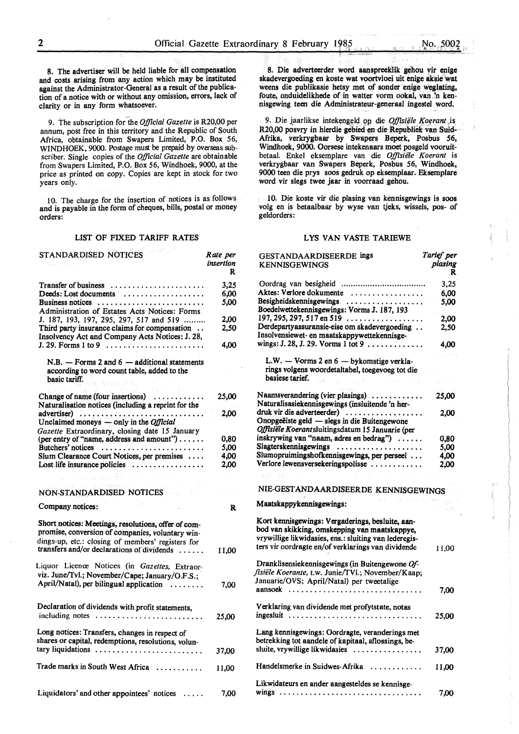8. The advertiser will be held liable for all compensation and costs arising from any action which may be instituted against the Administrator-General as a result of the publication of a notice with or without any omission, errors, lack of clarity or in any form whatsoever.

9. The subscription for the *Official Gazette* is R20,00 per annum, post free in this territory and the Republic of South Africa, obtainable from Swapers Limited, P.O. Box 56, WINDHOEK, 9000. Postage must be prepaid by overseas subscriber. Single copies of the *Official Gazette* are obtainable from Swapers Limited, P.O. Box 56, Windhoek, 9000, at the price as printed on copy. Copies are kept in stock for two years only.

10. The charge for the insertion of notices is as follows and is payable in the form of cheques, bills, postal or money orders:

## LIST OF FIXED TARIFF RATES

| STANDARDISED NOTICES | *Rate per insertion* R |
|---|---|
| Transfer of business | 3,25 |
| Deeds: Lost documents | 6,00 |
| Business notices | 5,00 |
| Administration of Estates Acts Notices: Forms J. 187, 193, 197, 295, 297, 517 and 519 | 2,00 |
| Third party insurance claims for compensation | 2,50 |
| Insolvency Act and Company Acts Notices: J. 28, J. 29. Forms 1 to 9 | 4,00 |
| N.B. — Forms 2 and 6 — additional statements according to word count table, added to the basic tariff. | |
| Change of name (four insertions) | 25,00 |
| Naturalisation notices (including a reprint for the advertiser) | 2,00 |
| Unclaimed moneys — only in the *Official Gazette* Extraordinary, closing date 15 January (per entry of "name, address and amount") | 0,80 |
| Butchers' notices | 5,00 |
| Slum Clearance Court Notices, per premises | 4,00 |
| Lost life insurance policies | 2,00 |

| NON-STANDARDISED NOTICES | |
|---|---|
| Company notices: | R |
| Short notices: Meetings, resolutions, offer of compromise, conversion of companies, voluntary windings-up, etc.: closing of members' registers for transfers and/or declarations of dividends | 11,00 |
| Liquor Licence Notices (in *Gazettes*, Extraorviz. June/Tvl.; November/Cape; January/O.F.S.; April/Natal), per bilingual application | 7,00 |
| Declaration of dividends with profit statements, including notes | 25,00 |
| Long notices: Transfers, changes in respect of shares or capital, redemptions, resolutions, voluntary liquidations | 37,00 |
| Trade marks in South West Africa | 11,00 |
| Liquidators' and other appointees' notices | 7,00 |

8. Die adverteerder word aanspreeklik gehou vir enige skadevergoeding en koste wat voortvloei uit enige aksie wat weens die publikasie hetsy met of sonder enige weglating, foute, onduidelikhede of in watter vorm ookal, van 'n kennisgewing teen die Administrateur-generaal ingestel word.

9. Die jaarlikse intekengeld op die *Offisiële Koerant* is R20,00 posvry in hierdie gebied en die Republiek van Suid-Afrika, verkrygbaar by Swapers Beperk, Posbus 56, Windhoek, 9000. Oorsese intekenaars moet posgeld vooruitbetaal. Enkel eksemplare van die *Offisiële Koerant* is verkrygbaar van Swapers Beperk, Posbus 56, Windhoek, 9000 teen die prys soos gedruk op eksemplaar. Eksemplare word vir slegs twee jaar in voorraad gehou.

10. Die koste vir die plasing van kennisgewings is soos volg en is betaalbaar by wyse van tjeks, wissels, pos- of geldorders:

## LYS VAN VASTE TARIEWE

| GESTANDAARDISEERDE ings KENNISGEWINGS | *Tarief per plasing* R |
|---|---|
| Oordrag van besigheid | 3,25 |
| Aktes: Verlore dokumente | 6,00 |
| Besigheidskennisgewings | 5,00 |
| Boedelwettekennisgewings: Vorms J. 187, 193 197, 295, 297, 517 en 519 | 2,00 |
| Derdepartyassuransie-eise om skadevergoeding | 2,50 |
| Insolvensiewet- en maatskappywettekennisgewings: J. 28, J. 29. Vorms 1 tot 9 | 4,00 |
| L.W. — Vorms 2 en 6 — bykomstige verklarings volgens woordetaltabel, toegevoeg tot die basiese tarief. | |
| Naamsverandering (vier plasings) | 25,00 |
| Naturalisasiekennisgewings (insluitende 'n herdruk vir die adverteerder) | 2,00 |
| Onopgeëiste geld — slegs in die Buitengewone *Offisiële Koerant* sluitingsdatum 15 Januarie (per inskrywing van "naam, adres en bedrag") | 0,80 |
| Slagterskennisgewings | 5,00 |
| Slumopruimingshofkennisgewings, per perseel | 4,00 |
| Verlore lewensversekeringspolisse | 2,00 |

| NIE-GESTANDAARDISEERDE KENNISGEWINGS | |
|---|---|
| Maatskappykennisgewings: | |
| Kort kennisgewings: Vergaderings, besluite, aanbod van skikking, omskepping van maatskappye, vrywillige likwidasies, ens.: sluiting van lederegisters vir oordragte en/of verklarings van dividende | 11,00 |
| Dranklisensiekennisgewings (in Buitengewone *Offisiële Koerante*, t.w. Junie/TVl.; November/Kaap; Januarie/OVS; April/Natal) per tweetalige aansoek | 7,00 |
| Verklaring van dividende met profytstate, notas ingesluit | 25,00 |
| Lang kennisgewings: Oordragte, veranderings met betrekking tot aandele of kapitaal, aflossings, besluite, vrywillige likwidasies | 37,00 |
| Handelsmerke in Suidwes-Afrika | 11,00 |
| Likwidateurs en ander aangesteldes se kennisgewings | 7,00 |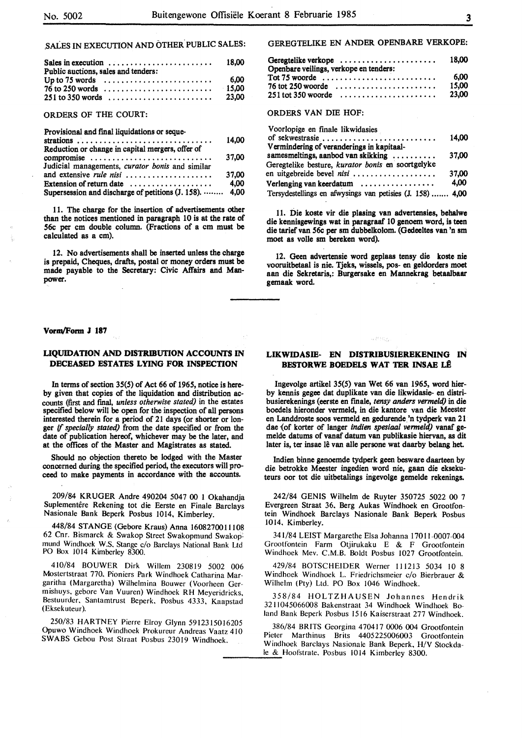## SALES IN EXECUTION AND OTHER PUBLIC SALES:

| | |
|---|---|
| Sales in execution | 18,00 |
| Public auctions, sales and tenders: | |
| Up to 75 words | 6,00 |
| 76 to 250 words | 15,00 |
| 251 to 350 words | 23,00 |

## ORDERS OF THE COURT:

| | |
|---|---|
| Provisional and final liquidations or sequestrations | 14,00 |
| Reduction or change in capital mergers, offer of compromise | 37,00 |
| Judicial managements, *curator bonis* and similar and extensive *rule nisi* | 37,00 |
| Extension of return date | 4,00 |
| Supersession and discharge of petitions (J. 158). | 4,00 |

11. The charge for the insertion of advertisements other than the notices mentioned in paragraph 10 is at the rate of 56c per cm double column. (Fractions of a cm must be calculated as a cm).

12. No advertisements shall be inserted unless the charge is prepaid, Cheques, drafts, postal or money orders must be made payable to the Secretary: Civic Affairs and Manpower.

## GEREGTELIKE EN ANDER OPENBARE VERKOPE:

| | |
|---|---|
| Geregtelike verkope | 18,00 |
| Openbare veilings, verkope en tenders: | |
| Tot 75 woorde | 6,00 |
| 76 tot 250 woorde | 15,00 |
| 251 tot 350 woorde | 23,00 |

## ORDERS VAN DIE HOF:

| | |
|---|---|
| Voorlopige en finale likwidasies of sekwestrasie | 14,00 |
| Vermindering of veranderings in kapitaalsamesmeltings, aanbod van skikking | 37,00 |
| Geregtelike besture, *kurator bonis* en soortgelyke en uitgebreide bevel *nisi* | 37,00 |
| Verlenging van keerdatum | 4,00 |
| Tersydestellings en afwysings van petisies (J. 158) | 4,00 |

11. Die koste vir die plasing van advertensies, behalwe die kennisgewings wat in paragraaf 10 genoem word, is teen die tarief van 56c per sm dubbelkolom. (Gedeeltes van 'n sm moet as volle sm bereken word).

12. Geen advertensie word geplaas tensy die koste nie vooruitbetaal is nie. Tjeks, wissels, pos- en geldorders moet aan die Sekretaris,: Burgersake en Mannekrag betaalbaar gemaak word.

**Vorm/Form J 187**

### LIQUIDATION AND DISTRIBUTION ACCOUNTS IN DECEASED ESTATES LYING FOR INSPECTION

In terms of section 35(5) of Act 66 of 1965, notice is hereby given that copies of the liquidation and distribution accounts (first and final, *unless otherwise stated)* in the estates specified below will be open for the inspection of all persons interested therein for a period of 21 days (or shorter or longer *if specially stated)* from the date specified or from the date of publication hereof, whichever may be the later, and at the offices of the Master and Magistrates as stated.

Should no objection thereto be lodged with the Master concerned during the specified period, the executors will proceed to make payments in accordance with the accounts.

209/84 KRUGER Andre 490204 5047 00 1 Okahandja Suplementêre Rekening tot die Eerste en Finale Barclays Nasionale Bank Beperk Posbus 1014, Kimberley.

448/84 STANGE (Gebore Kraus) Anna 1608270011108 62 Cnr. Bismarck & Swakop Street Swakopmund Swakopmund Windhoek W.S. Stange c/o Barclays National Bank Ltd PO Box 1014 Kimberley 8300.

410/84 BOUWER Dirk Willem 230819 5002 006 Mostertstraat 770. Pioniers Park Windhoek Catharina Margaritha (Margaretha) Wilhelmina Bouwer (Voorheen Germishuys, gebore Van Vuuren) Windhoek RH Meyeridricks, Bestuurder, Santamtrust Beperk, Posbus 4333, Kaapstad (Eksekuteur).

250/83 HARTNEY Pierre Elroy Glynn 5912315016205 Opuwo Windhoek Windhoek Prokureur Andreas Vaatz 410 SWABS Gebou Post Straat Posbus 23019 Windhoek.

### LIKWIDASIE- EN DISTRIBUSIEREKENING IN BESTORWE BOEDELS WAT TER INSAE LÊ

Ingevolge artikel 35(5) van Wet 66 van 1965, word hierby kennis gegee dat duplikate van die likwidasie- en distribusierekenings (eerste en finale, *tensy anders vermeld)* in die boedels hieronder vermeld, in die kantore van die Meester en Landdroste soos vermeld en gedurende 'n tydperk van 21 dae (of korter of langer *indien spesiaal vermeld)* vanaf gemelde datums of vanaf datum van publikasie hiervan, as dit later is, ter insae lê van alle persone wat daarby belang het.

Indien binne genoemde tydperk geen besware daarteen by die betrokke Meester ingedien word nie, gaan die eksekuteurs oor tot die uitbetalings ingevolge gemelde rekenings.

242/84 GENIS Wilhelm de Ruyter 350725 5022 00 7 Evergreen Straat 36, Berg Aukas Windhoek en Grootfontein Windhoek Barclays Nasionale Bank Beperk Posbus 1014, Kimberley.

341/84 LEIST Margarethe Elsa Johanna 17011-0007-004 Grootfontein Farm Otjirukaku E & F Grootfontein Windhoek Mev. C.M.B. Boldt Posbus 1027 Grootfontein.

429/84 BOTSCHEIDER Werner 111213 5034 10 8 Windhoek Windhoek L. Friedrichsmeier c/o Bierbrauer & Wilhelm (Pty) Ltd. PO Box 1046 Windhoek.

358/84 HOLTZHAUSEN Johannes Hendrik 3211045066008 Bakenstraat 34 Windhoek Windhoek Boland Bank Beperk Posbus 1516 Kaiserstraat 277 Windhoek.

386/84 BRITS Georgina 470417 0006 004 Grootfontein Pieter Marthinus Brits 4405225006003 Grootfontein Windhoek Barclays Nasionale Bank Beperk, H/V Stockdale & Hoofstrate. Posbus 1014 Kimberley 8300.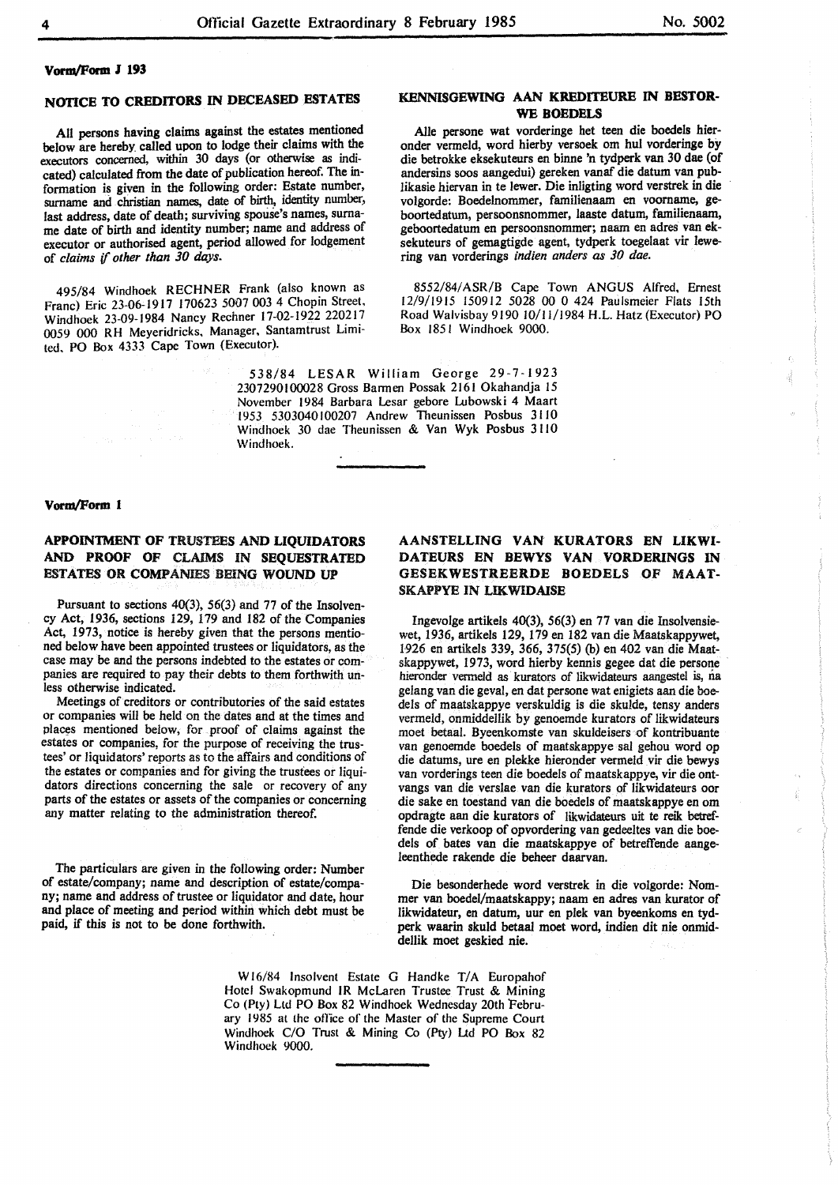**Vorm/Form J 193**

## NOTICE TO CREDITORS IN DECEASED ESTATES

All persons having claims against the estates mentioned below are hereby called upon to lodge their claims with the executors concerned, within 30 days (or otherwise as indicated) calculated from the date of publication hereof. The information is given in the following order: Estate number, surname and christian names, date of birth, identity number, last address, date of death; surviving spouse's names, surname date of birth and identity number; name and address of executor or authorised agent, period allowed for lodgement of *claims if other than 30 days.*

495/84 Windhoek RECHNER Frank (also known as Franc) Eric 23-06-1917 170623 5007 003 4 Chopin Street, Windhoek 23-09-1984 Nancy Rechner 17-02-1922 220217 0059 000 RH Meyeridricks, Manager, Santamtrust Limited, PO Box 4333 Cape Town (Executor).

## KENNISGEWING AAN KREDITEURE IN BESTORWE BOEDELS

Alle persone wat vorderinge het teen die boedels hieronder vermeld, word hierby versoek om hul vorderinge by die betrokke eksekuteurs en binne 'n tydperk van 30 dae (of andersins soos aangedui) gereken vanaf die datum van publikasie hiervan in te lewer. Die inligting word verstrek in die volgorde: Boedelnommer, familienaam en voorname, geboortedatum, persoonsnommer, laaste datum, familienaam, geboortedatum en persoonsnommer; naam en adres van eksekuteurs of gemagtigde agent, tydperk toegelaat vir lewering van vorderings *indien anders as 30 dae.*

8552/84/ASR/B Cape Town ANGUS Alfred, Ernest 12/9/1915 150912 5028 00 0 424 Paulsmeier Flats 15th Road Walvisbay 9190 10/11/1984 H.L. Hatz (Executor) PO Box 1851 Windhoek 9000.

538/84 LESAR William George 29-7-1923 2307290100028 Gross Barmen Possak 2161 Okahandja 15 November 1984 Barbara Lesar gebore Lubowski 4 Maart 1953 5303040100207 Andrew Theunissen Posbus 3110 Windhoek 30 dae Theunissen & Van Wyk Posbus 3110 Windhoek.

---

**Vorm/Form 1**

## APPOINTMENT OF TRUSTEES AND LIQUIDATORS AND PROOF OF CLAIMS IN SEQUESTRATED ESTATES OR COMPANIES BEING WOUND UP

Pursuant to sections 40(3), 56(3) and 77 of the Insolvency Act, 1936, sections 129, 179 and 182 of the Companies Act, 1973, notice is hereby given that the persons mentioned below have been appointed trustees or liquidators, as the case may be and the persons indebted to the estates or companies are required to pay their debts to them forthwith unless otherwise indicated.

Meetings of creditors or contributories of the said estates or companies will be held on the dates and at the times and places mentioned below, for proof of claims against the estates or companies, for the purpose of receiving the trustees' or liquidators' reports as to the affairs and conditions of the estates or companies and for giving the trustees or liquidators directions concerning the sale or recovery of any parts of the estates or assets of the companies or concerning any matter relating to the administration thereof.

The particulars are given in the following order: Number of estate/company; name and description of estate/company; name and address of trustee or liquidator and date, hour and place of meeting and period within which debt must be paid, if this is not to be done forthwith.

## AANSTELLING VAN KURATORS EN LIKWIDATEURS EN BEWYS VAN VORDERINGS IN GESEKWESTREERDE BOEDELS OF MAATSKAPPYE IN LIKWIDASIE

Ingevolge artikels 40(3), 56(3) en 77 van die Insolvensiewet, 1936, artikels 129, 179 en 182 van die Maatskappywet, 1926 en artikels 339, 366, 375(5) (b) en 402 van die Maatskappywet, 1973, word hierby kennis gegee dat die persone hieronder vermeld as kurators of likwidateurs aangestel is, na gelang van die geval, en dat persone wat enigiets aan die boedels of maatskappye verskuldig is die skulde, tensy anders vermeld, onmiddellik by genoemde kurators of likwidateurs moet betaal. Byeenkomste van skuldeisers of kontribuante van genoemde boedels of maatskappye sal gehou word op die datums, ure en plekke hieronder vermeld vir die bewys van vorderings teen die boedels of maatskappye, vir die ontvangs van die verslae van die kurators of likwidateurs oor die sake en toestand van die boedels of maatskappye en om opdragte aan die kurators of likwidateurs uit te reik betreffende die verkoop of opvordering van gedeeltes van die boedels of bates van die maatskappye of betreffende aangeleenthede rakende die beheer daarvan.

Die besonderhede word verstrek in die volgorde: Nommer van boedel/maatskappy; naam en adres van kurator of likwidateur, en datum, uur en plek van byeenkoms en tydperk waarin skuld betaal moet word, indien dit nie onmiddellik moet geskied nie.

W16/84 Insolvent Estate G Handke T/A Europahof Hotel Swakopmund IR McLaren Trustee Trust & Mining Co (Pty) Ltd PO Box 82 Windhoek Wednesday 20th February 1985 at the office of the Master of the Supreme Court Windhoek C/O Trust & Mining Co (Pty) Ltd PO Box 82 Windhoek 9000.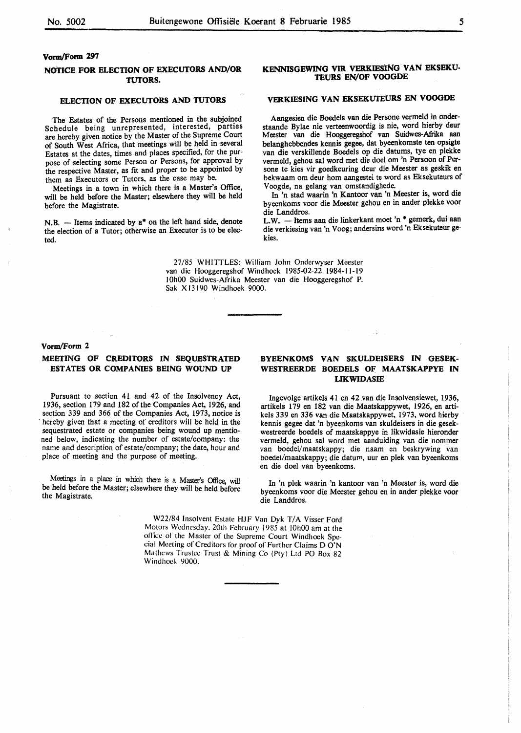**Vorm/Form 297**

## NOTICE FOR ELECTION OF EXECUTORS AND/OR TUTORS.

### ELECTION OF EXECUTORS AND TUTORS

The Estates of the Persons mentioned in the subjoined Schedule being unrepresented, interested, parties are hereby given notice by the Master of the Supreme Court of South West Africa, that meetings will be held in several Estates at the dates, times and places specified, for the purpose of selecting some Person or Persons, for approval by the respective Master, as fit and proper to be appointed by them as Executors or Tutors, as the case may be.

Meetings in a town in which there is a Master's Office, will be held before the Master; elsewhere they will be held before the Magistrate.

N.B. — Items indicated by a* on the left hand side, denote the election of a Tutor; otherwise an Executor is to be elected.

## KENNISGEWING VIR VERKIESING VAN EKSEKUTEURS EN/OF VOOGDE

### VERKIESING VAN EKSEKUTEURS EN VOOGDE

Aangesien die Boedels van die Persone vermeld in onderstaande Bylae nie verteenwoordig is nie, word hierby deur Meester van die Hooggeregshof van Suidwes-Afrika aan belanghebbendes kennis gegee, dat byeenkomste ten opsigte van die verskillende Boedels op die datums, tye en plekke vermeld, gehou sal word met die doel om 'n Persoon of Persone te kies vir goedkeuring deur die Meester as geskik en bekwaam om deur hom aangestel te word as Eksekuteurs of Voogde, na gelang van omstandighede.

In 'n stad waarin 'n Kantoor van 'n Meester is, word die byeenkoms voor die Meester gehou en in ander plekke voor die Landdros.

L.W. — Items aan die linkerkant moet 'n * gemerk, dui aan die verkiesing van 'n Voog; andersins word 'n Eksekuteur gekies.

27/85 WHITTLES: William John Onderwyser Meester van die Hooggeregshof Windhoek 1985-02-22 1984-11-19 10h00 Suidwes-Afrika Meester van die Hooggeregshof P. Sak X13190 Windhoek 9000.

---

**Vorm/Form 2**

## MEETING OF CREDITORS IN SEQUESTRATED ESTATES OR COMPANIES BEING WOUND UP

Pursuant to section 41 and 42 of the Insolvency Act, 1936, section 179 and 182 of the Companies Act, 1926, and section 339 and 366 of the Companies Act, 1973, notice is hereby given that a meeting of creditors will be held in the sequestrated estate or companies being wound up mentioned below, indicating the number of estate/company: the name and description of estate/company; the date, hour and place of meeting and the purpose of meeting.

Meetings in a place in which there is a Master's Office, will be held before the Master; elsewhere they will be held before the Magistrate.

## BYEENKOMS VAN SKULDEISERS IN GESEKWESTREERDE BOEDELS OF MAATSKAPPYE IN LIKWIDASIE

Ingevolge artikels 41 en 42 van die Insolvensiewet, 1936, artikels 179 en 182 van die Maatskappywet, 1926, en artikels 339 en 336 van die Maatskappywet, 1973, word hierby kennis gegee dat 'n byeenkoms van skuldeisers in die gesekwestreerde boedels of maatskappye in likwidasie hieronder vermeld, gehou sal word met aanduiding van die nommer van boedel/maatskappy; die naam en beskrywing van boedel/maatskappy; die datum, uur en plek van byeenkoms en die doel van byeenkoms.

In 'n plek waarin 'n kantoor van 'n Meester is, word die byeenkoms voor die Meester gehou en in ander plekke voor die Landdros.

W22/84 Insolvent Estate HJF Van Dyk T/A Visser Ford Motors Wednesday. 20th February 1985 at 10h00 am at the office of the Master of the Supreme Court Windhoek Special Meeting of Creditors for proof of Further Claims D O'N Mathews Trustee Trust & Mining Co (Pty) Ltd PO Box 82 Windhoek 9000.

---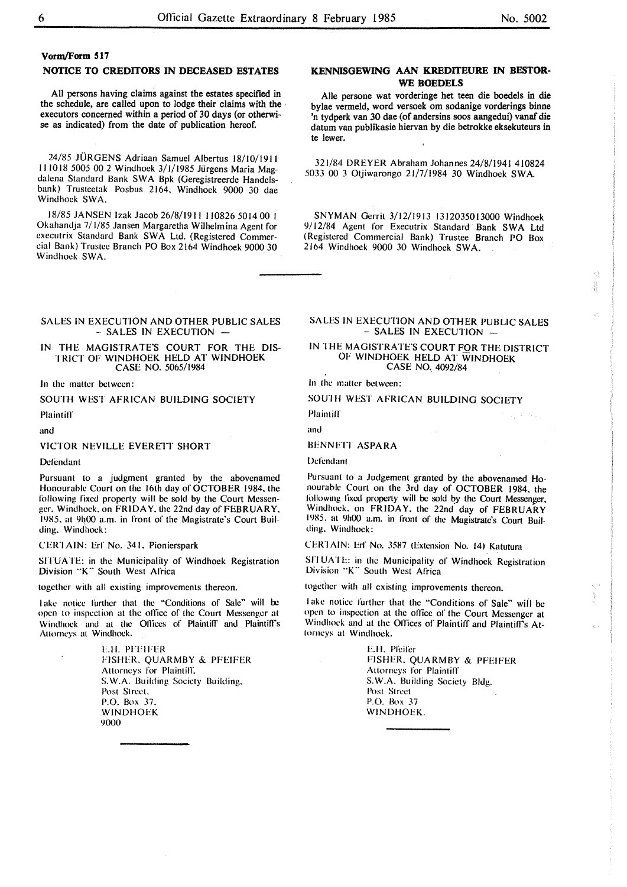**Vorm/Form 517**

## NOTICE TO CREDITORS IN DECEASED ESTATES

All persons having claims against the estates specified in the schedule, are called upon to lodge their claims with the executors concerned within a period of 30 days (or otherwise as indicated) from the date of publication hereof.

24/85 JÜRGENS Adriaan Samuel Albertus 18/10/1911 111018 5005 00 2 Windhoek 3/1/1985 Jürgens Maria Magdalena Standard Bank SWA Bpk (Geregistreerde Handelsbank) Trusteetak Posbus 2164, Windhoek 9000 30 dae Windhoek SWA.

18/85 JANSEN Izak Jacob 26/8/1911 110826 5014 00 1 Okahandja 7/1/85 Jansen Margaretha Wilhelmina Agent for executrix Standard Bank SWA Ltd. (Registered Commercial Bank) Trustee Branch PO Box 2164 Windhoek 9000 30 Windhoek SWA.

## KENNISGEWING AAN KREDITEURE IN BESTORWE BOEDELS

Alle persone wat vorderinge het teen die boedels in die bylae vermeld, word versoek om sodanige vorderings binne 'n tydperk van 30 dae (of andersins soos aangedui) vanaf die datum van publikasie hiervan by die betrokke eksekuteurs in te lewer.

321/84 DREYER Abraham Johannes 24/8/1941 410824 5033 00 3 Otjiwarongo 21/7/1984 30 Windhoek SWA.

SNYMAN Gerrit 3/12/1913 1312035013000 Windhoek 9/12/84 Agent for Executrix Standard Bank SWA Ltd (Registered Commercial Bank) Trustee Branch PO Box 2164 Windhoek 9000 30 Windhoek SWA.

---

## SALES IN EXECUTION AND OTHER PUBLIC SALES – SALES IN EXECUTION –

IN THE MAGISTRATE'S COURT FOR THE DISTRICT OF WINDHOEK HELD AT WINDHOEK CASE NO. 5065/1984

In the matter between:

SOUTH WEST AFRICAN BUILDING SOCIETY

Plaintiff

and

VICTOR NEVILLE EVERETT SHORT

Defendant

Pursuant to a judgment granted by the abovenamed Honourable Court on the 16th day of OCTOBER 1984, the following fixed property will be sold by the Court Messenger, Windhoek, on FRIDAY, the 22nd day of FEBRUARY, 1985, at 9h00 a.m. in front of the Magistrate's Court Building, Windhoek:

CERTAIN: Erf No. 341, Pionierspark

SITUATE: in the Municipality of Windhoek Registration Division "K" South West Africa

together with all existing improvements thereon.

Take notice further that the "Conditions of Sale" will be open to inspection at the office of the Court Messenger at Windhoek and at the Offices of Plaintiff and Plaintiff's Attorneys at Windhoek.

E.H. PFEIFER
FISHER, QUARMBY & PFEIFER
Attorneys for Plaintiff,
S.W.A. Building Society Building,
Post Street,
P.O. Box 37,
WINDHOEK
9000

---

## SALES IN EXECUTION AND OTHER PUBLIC SALES – SALES IN EXECUTION –

IN THE MAGISTRATE'S COURT FOR THE DISTRICT OF WINDHOEK HELD AT WINDHOEK CASE NO. 4092/84

In the matter between:

SOUTH WEST AFRICAN BUILDING SOCIETY

Plaintiff

and

BENNETT ASPARA

Defendant

Pursuant to a Judgement granted by the abovenamed Honourable Court on the 3rd day of OCTOBER 1984, the following fixed property will be sold by the Court Messenger, Windhoek, on FRIDAY, the 22nd day of FEBRUARY 1985, at 9h00 a.m. in front of the Magistrate's Court Building, Windhoek:

CERTAIN: Erf No. 3587 (Extension No. 14) Katutura

SITUATE: in the Municipality of Windhoek Registration Division "K" South West Africa

together with all existing improvements thereon.

Take notice further that the "Conditions of Sale" will be open to inspection at the office of the Court Messenger at Windhoek and at the Offices of Plaintiff and Plaintiff's Attorneys at Windhoek.

E.H. Pfeifer
FISHER, QUARMBY & PFEIFER
Attorneys for Plaintiff
S.W.A. Building Society Bldg.
Post Street
P.O. Box 37
WINDHOEK.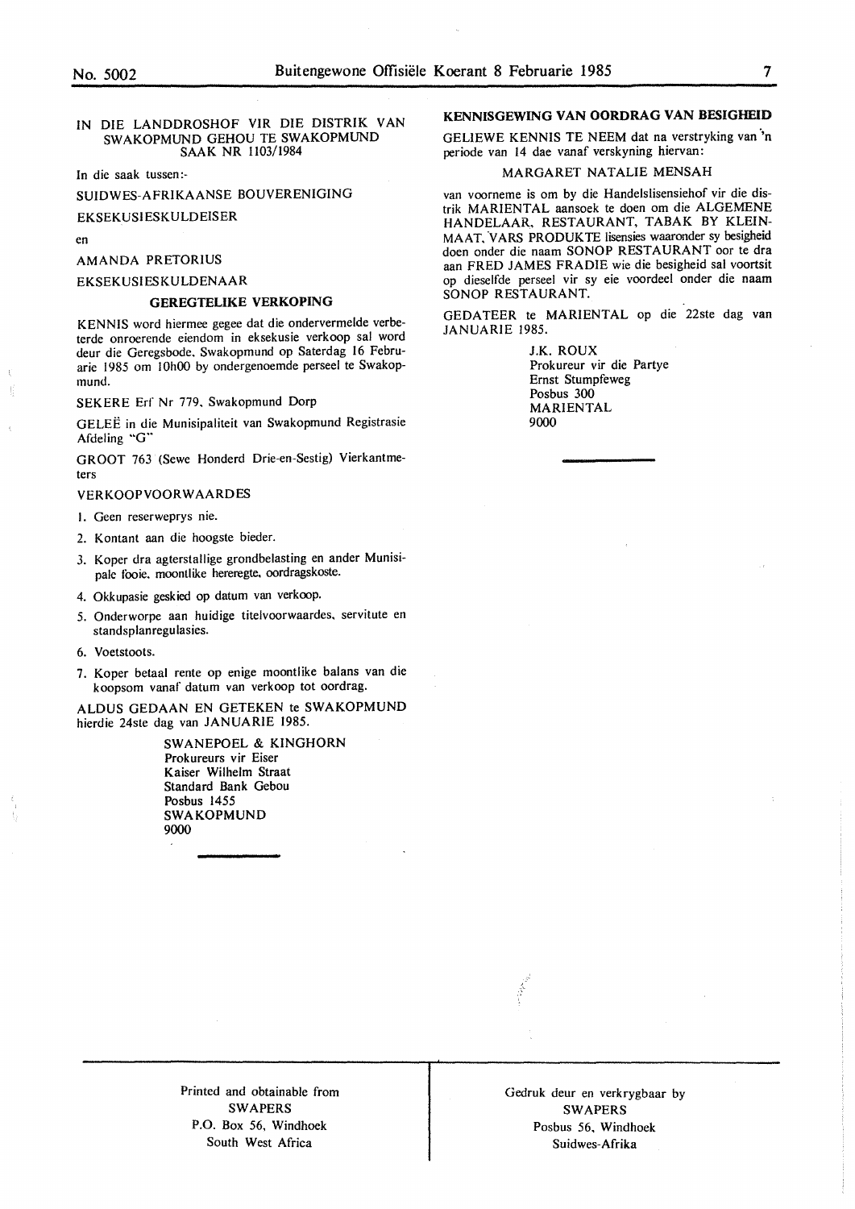IN DIE LANDDROSHOF VIR DIE DISTRIK VAN SWAKOPMUND GEHOU TE SWAKOPMUND SAAK NR 1103/1984

In die saak tussen:-

SUIDWES-AFRIKAANSE BOUVERENIGING

EKSEKUSIESKULDEISER

en

AMANDA PRETORIUS

EKSEKUSIESKULDENAAR

**GEREGTELIKE VERKOPING**

KENNIS word hiermee gegee dat die ondervermelde verbeterde onroerende eiendom in eksekusie verkoop sal word deur die Geregsbode, Swakopmund op Saterdag 16 Februarie 1985 om 10h00 by ondergenoemde perseel te Swakopmund.

SEKERE Erf Nr 779, Swakopmund Dorp

GELEË in die Munisipaliteit van Swakopmund Registrasie Afdeling "G"

GROOT 763 (Sewe Honderd Drie-en-Sestig) Vierkantmeters

VERKOOPVOORWAARDES

1. Geen reserweprys nie.
2. Kontant aan die hoogste bieder.
3. Koper dra agterstallige grondbelasting en ander Munisipale fooie, moontlike hereregte, oordragskoste.
4. Okkupasie geskied op datum van verkoop.
5. Onderworpe aan huidige titelvoorwaardes, servitute en standsplanregulasies.
6. Voetstoots.
7. Koper betaal rente op enige moontlike balans van die koopsom vanaf datum van verkoop tot oordrag.

ALDUS GEDAAN EN GETEKEN te SWAKOPMUND hierdie 24ste dag van JANUARIE 1985.

SWANEPOEL & KINGHORN
Prokureurs vir Eiser
Kaiser Wilhelm Straat
Standard Bank Gebou
Posbus 1455
SWAKOPMUND
9000

**KENNISGEWING VAN OORDRAG VAN BESIGHEID**

GELIEWE KENNIS TE NEEM dat na verstryking van 'n periode van 14 dae vanaf verskyning hiervan:

MARGARET NATALIE MENSAH

van voorneme is om by die Handelslisensiehof vir die distrik MARIENTAL aansoek te doen om die ALGEMENE HANDELAAR, RESTAURANT, TABAK BY KLEINMAAT, VARS PRODUKTE lisensies waaronder sy besigheid doen onder die naam SONOP RESTAURANT oor te dra aan FRED JAMES FRADIE wie die besigheid sal voortsit op dieselfde perseel vir sy eie voordeel onder die naam SONOP RESTAURANT.

GEDATEER te MARIENTAL op die 22ste dag van JANUARIE 1985.

J.K. ROUX
Prokureur vir die Partye
Ernst Stumpfeweg
Posbus 300
MARIENTAL
9000

Printed and obtainable from
SWAPERS
P.O. Box 56, Windhoek
South West Africa

Gedruk deur en verkrygbaar by
SWAPERS
Posbus 56, Windhoek
Suidwes-Afrika